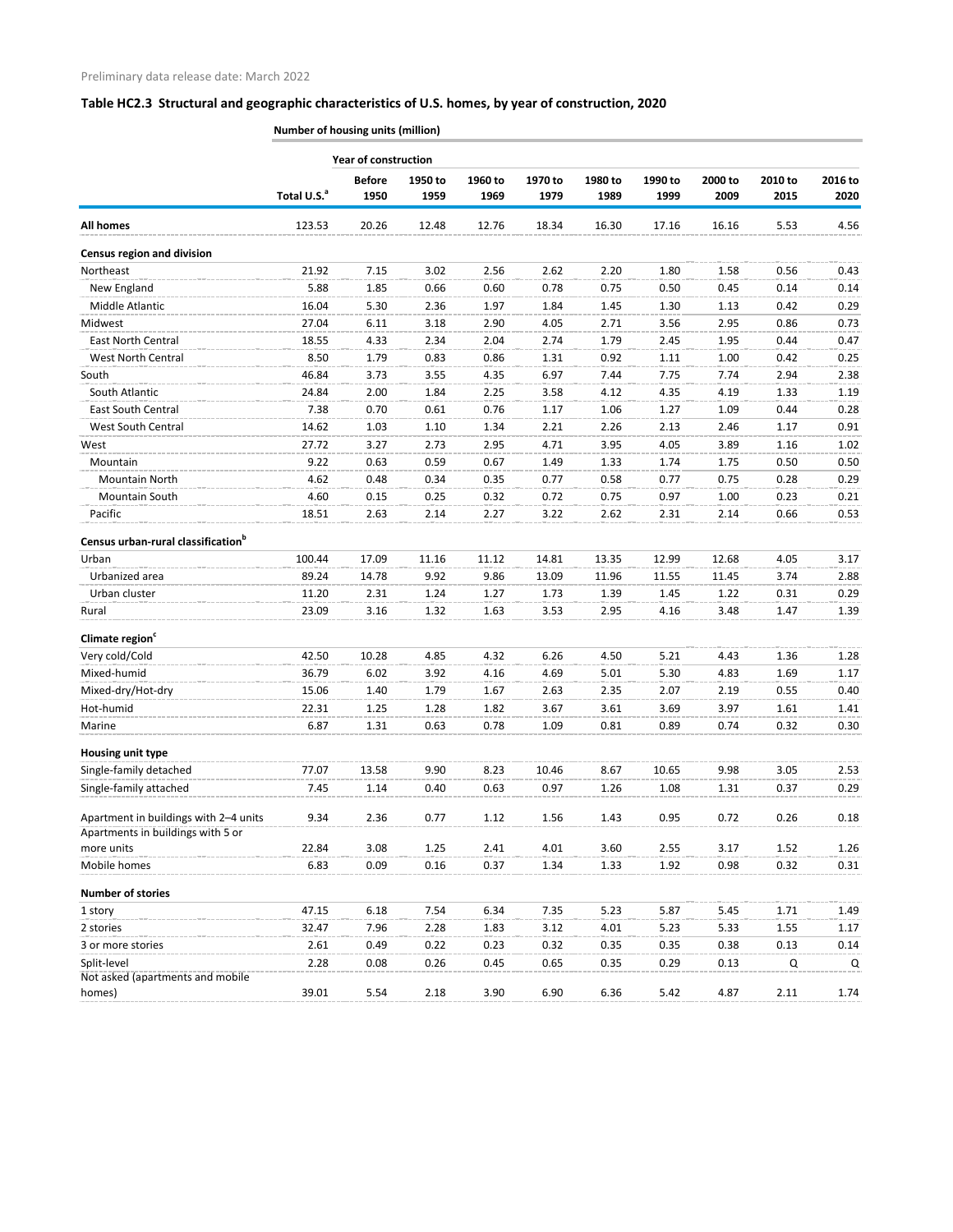Preliminary data release date: March 2022

## Table HC2.3 Structural and geographic characteristics of U.S. homes, by year of construction, 2020

| | Number of housing units (million) | | | | | | | | | |
|---|---|---|---|---|---|---|---|---|---|---|
| | | Year of construction | | | | | | | | |
| | Total U.S.[a] | Before 1950 | 1950 to 1959 | 1960 to 1969 | 1970 to 1979 | 1980 to 1989 | 1990 to 1999 | 2000 to 2009 | 2010 to 2015 | 2016 to 2020 |
| **All homes** | 123.53 | 20.26 | 12.48 | 12.76 | 18.34 | 16.30 | 17.16 | 16.16 | 5.53 | 4.56 |
| **Census region and division** | | | | | | | | | | |
| Northeast | 21.92 | 7.15 | 3.02 | 2.56 | 2.62 | 2.20 | 1.80 | 1.58 | 0.56 | 0.43 |
| New England | 5.88 | 1.85 | 0.66 | 0.60 | 0.78 | 0.75 | 0.50 | 0.45 | 0.14 | 0.14 |
| Middle Atlantic | 16.04 | 5.30 | 2.36 | 1.97 | 1.84 | 1.45 | 1.30 | 1.13 | 0.42 | 0.29 |
| Midwest | 27.04 | 6.11 | 3.18 | 2.90 | 4.05 | 2.71 | 3.56 | 2.95 | 0.86 | 0.73 |
| East North Central | 18.55 | 4.33 | 2.34 | 2.04 | 2.74 | 1.79 | 2.45 | 1.95 | 0.44 | 0.47 |
| West North Central | 8.50 | 1.79 | 0.83 | 0.86 | 1.31 | 0.92 | 1.11 | 1.00 | 0.42 | 0.25 |
| South | 46.84 | 3.73 | 3.55 | 4.35 | 6.97 | 7.44 | 7.75 | 7.74 | 2.94 | 2.38 |
| South Atlantic | 24.84 | 2.00 | 1.84 | 2.25 | 3.58 | 4.12 | 4.35 | 4.19 | 1.33 | 1.19 |
| East South Central | 7.38 | 0.70 | 0.61 | 0.76 | 1.17 | 1.06 | 1.27 | 1.09 | 0.44 | 0.28 |
| West South Central | 14.62 | 1.03 | 1.10 | 1.34 | 2.21 | 2.26 | 2.13 | 2.46 | 1.17 | 0.91 |
| West | 27.72 | 3.27 | 2.73 | 2.95 | 4.71 | 3.95 | 4.05 | 3.89 | 1.16 | 1.02 |
| Mountain | 9.22 | 0.63 | 0.59 | 0.67 | 1.49 | 1.33 | 1.74 | 1.75 | 0.50 | 0.50 |
| Mountain North | 4.62 | 0.48 | 0.34 | 0.35 | 0.77 | 0.58 | 0.77 | 0.75 | 0.28 | 0.29 |
| Mountain South | 4.60 | 0.15 | 0.25 | 0.32 | 0.72 | 0.75 | 0.97 | 1.00 | 0.23 | 0.21 |
| Pacific | 18.51 | 2.63 | 2.14 | 2.27 | 3.22 | 2.62 | 2.31 | 2.14 | 0.66 | 0.53 |
| **Census urban-rural classification[b]** | | | | | | | | | | |
| Urban | 100.44 | 17.09 | 11.16 | 11.12 | 14.81 | 13.35 | 12.99 | 12.68 | 4.05 | 3.17 |
| Urbanized area | 89.24 | 14.78 | 9.92 | 9.86 | 13.09 | 11.96 | 11.55 | 11.45 | 3.74 | 2.88 |
| Urban cluster | 11.20 | 2.31 | 1.24 | 1.27 | 1.73 | 1.39 | 1.45 | 1.22 | 0.31 | 0.29 |
| Rural | 23.09 | 3.16 | 1.32 | 1.63 | 3.53 | 2.95 | 4.16 | 3.48 | 1.47 | 1.39 |
| **Climate region[c]** | | | | | | | | | | |
| Very cold/Cold | 42.50 | 10.28 | 4.85 | 4.32 | 6.26 | 4.50 | 5.21 | 4.43 | 1.36 | 1.28 |
| Mixed-humid | 36.79 | 6.02 | 3.92 | 4.16 | 4.69 | 5.01 | 5.30 | 4.83 | 1.69 | 1.17 |
| Mixed-dry/Hot-dry | 15.06 | 1.40 | 1.79 | 1.67 | 2.63 | 2.35 | 2.07 | 2.19 | 0.55 | 0.40 |
| Hot-humid | 22.31 | 1.25 | 1.28 | 1.82 | 3.67 | 3.61 | 3.69 | 3.97 | 1.61 | 1.41 |
| Marine | 6.87 | 1.31 | 0.63 | 0.78 | 1.09 | 0.81 | 0.89 | 0.74 | 0.32 | 0.30 |
| **Housing unit type** | | | | | | | | | | |
| Single-family detached | 77.07 | 13.58 | 9.90 | 8.23 | 10.46 | 8.67 | 10.65 | 9.98 | 3.05 | 2.53 |
| Single-family attached | 7.45 | 1.14 | 0.40 | 0.63 | 0.97 | 1.26 | 1.08 | 1.31 | 0.37 | 0.29 |
| Apartment in buildings with 2–4 units | 9.34 | 2.36 | 0.77 | 1.12 | 1.56 | 1.43 | 0.95 | 0.72 | 0.26 | 0.18 |
| Apartments in buildings with 5 or more units | 22.84 | 3.08 | 1.25 | 2.41 | 4.01 | 3.60 | 2.55 | 3.17 | 1.52 | 1.26 |
| Mobile homes | 6.83 | 0.09 | 0.16 | 0.37 | 1.34 | 1.33 | 1.92 | 0.98 | 0.32 | 0.31 |
| **Number of stories** | | | | | | | | | | |
| 1 story | 47.15 | 6.18 | 7.54 | 6.34 | 7.35 | 5.23 | 5.87 | 5.45 | 1.71 | 1.49 |
| 2 stories | 32.47 | 7.96 | 2.28 | 1.83 | 3.12 | 4.01 | 5.23 | 5.33 | 1.55 | 1.17 |
| 3 or more stories | 2.61 | 0.49 | 0.22 | 0.23 | 0.32 | 0.35 | 0.35 | 0.38 | 0.13 | 0.14 |
| Split-level | 2.28 | 0.08 | 0.26 | 0.45 | 0.65 | 0.35 | 0.29 | 0.13 | Q | Q |
| Not asked (apartments and mobile homes) | 39.01 | 5.54 | 2.18 | 3.90 | 6.90 | 6.36 | 5.42 | 4.87 | 2.11 | 1.74 |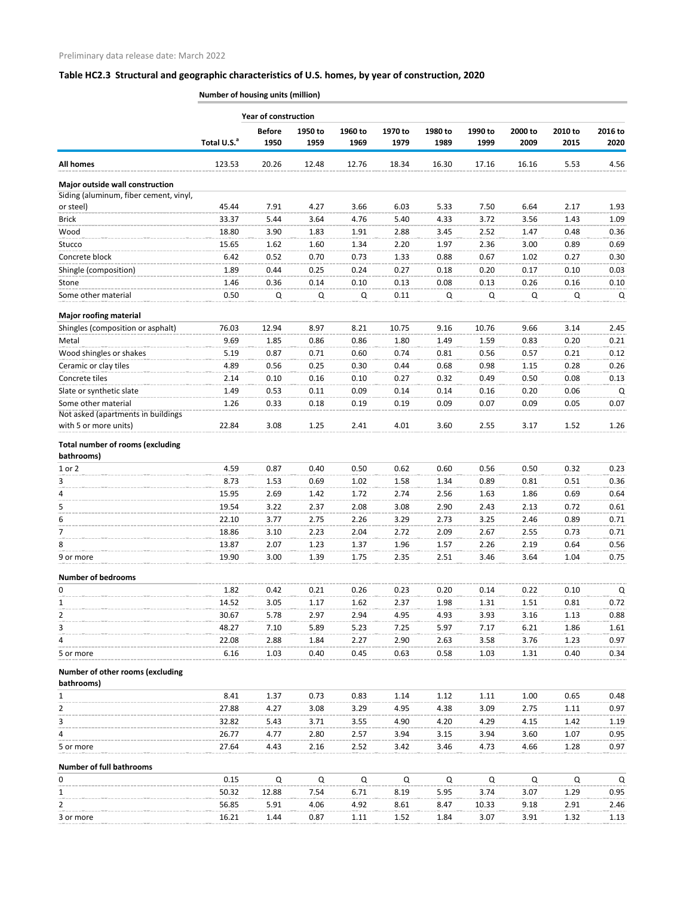Preliminary data release date: March 2022

## Table HC2.3 Structural and geographic characteristics of U.S. homes, by year of construction, 2020

**Number of housing units (million)**

| | | Year of construction | | | | | | | | |
|---|---|---|---|---|---|---|---|---|---|---|
| | Total U.S.[a] | Before 1950 | 1950 to 1959 | 1960 to 1969 | 1970 to 1979 | 1980 to 1989 | 1990 to 1999 | 2000 to 2009 | 2010 to 2015 | 2016 to 2020 |
| **All homes** | 123.53 | 20.26 | 12.48 | 12.76 | 18.34 | 16.30 | 17.16 | 16.16 | 5.53 | 4.56 |
| **Major outside wall construction** | | | | | | | | | | |
| Siding (aluminum, fiber cement, vinyl, or steel) | 45.44 | 7.91 | 4.27 | 3.66 | 6.03 | 5.33 | 7.50 | 6.64 | 2.17 | 1.93 |
| Brick | 33.37 | 5.44 | 3.64 | 4.76 | 5.40 | 4.33 | 3.72 | 3.56 | 1.43 | 1.09 |
| Wood | 18.80 | 3.90 | 1.83 | 1.91 | 2.88 | 3.45 | 2.52 | 1.47 | 0.48 | 0.36 |
| Stucco | 15.65 | 1.62 | 1.60 | 1.34 | 2.20 | 1.97 | 2.36 | 3.00 | 0.89 | 0.69 |
| Concrete block | 6.42 | 0.52 | 0.70 | 0.73 | 1.33 | 0.88 | 0.67 | 1.02 | 0.27 | 0.30 |
| Shingle (composition) | 1.89 | 0.44 | 0.25 | 0.24 | 0.27 | 0.18 | 0.20 | 0.17 | 0.10 | 0.03 |
| Stone | 1.46 | 0.36 | 0.14 | 0.10 | 0.13 | 0.08 | 0.13 | 0.26 | 0.16 | 0.10 |
| Some other material | 0.50 | Q | Q | Q | 0.11 | Q | Q | Q | Q | Q |
| **Major roofing material** | | | | | | | | | | |
| Shingles (composition or asphalt) | 76.03 | 12.94 | 8.97 | 8.21 | 10.75 | 9.16 | 10.76 | 9.66 | 3.14 | 2.45 |
| Metal | 9.69 | 1.85 | 0.86 | 0.86 | 1.80 | 1.49 | 1.59 | 0.83 | 0.20 | 0.21 |
| Wood shingles or shakes | 5.19 | 0.87 | 0.71 | 0.60 | 0.74 | 0.81 | 0.56 | 0.57 | 0.21 | 0.12 |
| Ceramic or clay tiles | 4.89 | 0.56 | 0.25 | 0.30 | 0.44 | 0.68 | 0.98 | 1.15 | 0.28 | 0.26 |
| Concrete tiles | 2.14 | 0.10 | 0.16 | 0.10 | 0.27 | 0.32 | 0.49 | 0.50 | 0.08 | 0.13 |
| Slate or synthetic slate | 1.49 | 0.53 | 0.11 | 0.09 | 0.14 | 0.14 | 0.16 | 0.20 | 0.06 | Q |
| Some other material | 1.26 | 0.33 | 0.18 | 0.19 | 0.19 | 0.09 | 0.07 | 0.09 | 0.05 | 0.07 |
| Not asked (apartments in buildings with 5 or more units) | 22.84 | 3.08 | 1.25 | 2.41 | 4.01 | 3.60 | 2.55 | 3.17 | 1.52 | 1.26 |
| **Total number of rooms (excluding bathrooms)** | | | | | | | | | | |
| 1 or 2 | 4.59 | 0.87 | 0.40 | 0.50 | 0.62 | 0.60 | 0.56 | 0.50 | 0.32 | 0.23 |
| 3 | 8.73 | 1.53 | 0.69 | 1.02 | 1.58 | 1.34 | 0.89 | 0.81 | 0.51 | 0.36 |
| 4 | 15.95 | 2.69 | 1.42 | 1.72 | 2.74 | 2.56 | 1.63 | 1.86 | 0.69 | 0.64 |
| 5 | 19.54 | 3.22 | 2.37 | 2.08 | 3.08 | 2.90 | 2.43 | 2.13 | 0.72 | 0.61 |
| 6 | 22.10 | 3.77 | 2.75 | 2.26 | 3.29 | 2.73 | 3.25 | 2.46 | 0.89 | 0.71 |
| 7 | 18.86 | 3.10 | 2.23 | 2.04 | 2.72 | 2.09 | 2.67 | 2.55 | 0.73 | 0.71 |
| 8 | 13.87 | 2.07 | 1.23 | 1.37 | 1.96 | 1.57 | 2.26 | 2.19 | 0.64 | 0.56 |
| 9 or more | 19.90 | 3.00 | 1.39 | 1.75 | 2.35 | 2.51 | 3.46 | 3.64 | 1.04 | 0.75 |
| **Number of bedrooms** | | | | | | | | | | |
| 0 | 1.82 | 0.42 | 0.21 | 0.26 | 0.23 | 0.20 | 0.14 | 0.22 | 0.10 | Q |
| 1 | 14.52 | 3.05 | 1.17 | 1.62 | 2.37 | 1.98 | 1.31 | 1.51 | 0.81 | 0.72 |
| 2 | 30.67 | 5.78 | 2.97 | 2.94 | 4.95 | 4.93 | 3.93 | 3.16 | 1.13 | 0.88 |
| 3 | 48.27 | 7.10 | 5.89 | 5.23 | 7.25 | 5.97 | 7.17 | 6.21 | 1.86 | 1.61 |
| 4 | 22.08 | 2.88 | 1.84 | 2.27 | 2.90 | 2.63 | 3.58 | 3.76 | 1.23 | 0.97 |
| 5 or more | 6.16 | 1.03 | 0.40 | 0.45 | 0.63 | 0.58 | 1.03 | 1.31 | 0.40 | 0.34 |
| **Number of other rooms (excluding bathrooms)** | | | | | | | | | | |
| 1 | 8.41 | 1.37 | 0.73 | 0.83 | 1.14 | 1.12 | 1.11 | 1.00 | 0.65 | 0.48 |
| 2 | 27.88 | 4.27 | 3.08 | 3.29 | 4.95 | 4.38 | 3.09 | 2.75 | 1.11 | 0.97 |
| 3 | 32.82 | 5.43 | 3.71 | 3.55 | 4.90 | 4.20 | 4.29 | 4.15 | 1.42 | 1.19 |
| 4 | 26.77 | 4.77 | 2.80 | 2.57 | 3.94 | 3.15 | 3.94 | 3.60 | 1.07 | 0.95 |
| 5 or more | 27.64 | 4.43 | 2.16 | 2.52 | 3.42 | 3.46 | 4.73 | 4.66 | 1.28 | 0.97 |
| **Number of full bathrooms** | | | | | | | | | | |
| 0 | 0.15 | Q | Q | Q | Q | Q | Q | Q | Q | Q |
| 1 | 50.32 | 12.88 | 7.54 | 6.71 | 8.19 | 5.95 | 3.74 | 3.07 | 1.29 | 0.95 |
| 2 | 56.85 | 5.91 | 4.06 | 4.92 | 8.61 | 8.47 | 10.33 | 9.18 | 2.91 | 2.46 |
| 3 or more | 16.21 | 1.44 | 0.87 | 1.11 | 1.52 | 1.84 | 3.07 | 3.91 | 1.32 | 1.13 |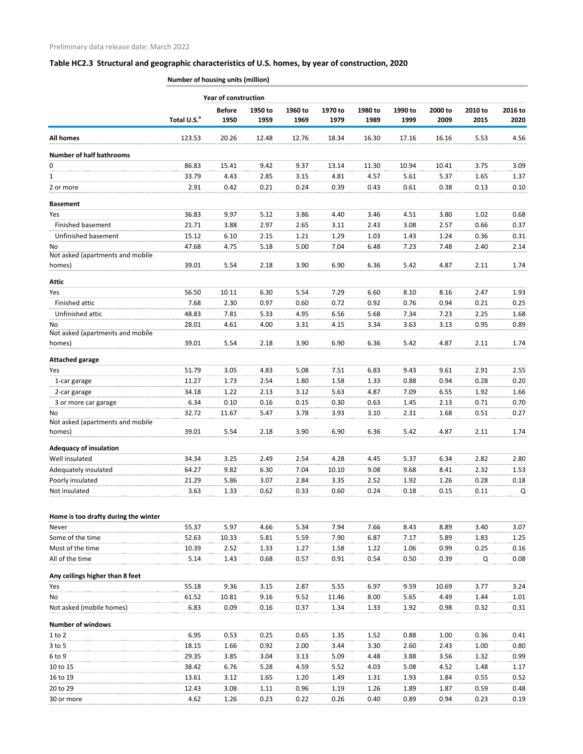Preliminary data release date: March 2022

## Table HC2.3 Structural and geographic characteristics of U.S. homes, by year of construction, 2020

**Number of housing units (million)**

| | | Year of construction | | | | | | | | |
|---|---|---|---|---|---|---|---|---|---|---|
| | Total U.S.[a] | Before 1950 | 1950 to 1959 | 1960 to 1969 | 1970 to 1979 | 1980 to 1989 | 1990 to 1999 | 2000 to 2009 | 2010 to 2015 | 2016 to 2020 |
| **All homes** | 123.53 | 20.26 | 12.48 | 12.76 | 18.34 | 16.30 | 17.16 | 16.16 | 5.53 | 4.56 |
| **Number of half bathrooms** | | | | | | | | | | |
| 0 | 86.83 | 15.41 | 9.42 | 9.37 | 13.14 | 11.30 | 10.94 | 10.41 | 3.75 | 3.09 |
| 1 | 33.79 | 4.43 | 2.85 | 3.15 | 4.81 | 4.57 | 5.61 | 5.37 | 1.65 | 1.37 |
| 2 or more | 2.91 | 0.42 | 0.21 | 0.24 | 0.39 | 0.43 | 0.61 | 0.38 | 0.13 | 0.10 |
| **Basement** | | | | | | | | | | |
| Yes | 36.83 | 9.97 | 5.12 | 3.86 | 4.40 | 3.46 | 4.51 | 3.80 | 1.02 | 0.68 |
| Finished basement | 21.71 | 3.88 | 2.97 | 2.65 | 3.11 | 2.43 | 3.08 | 2.57 | 0.66 | 0.37 |
| Unfinished basement | 15.12 | 6.10 | 2.15 | 1.21 | 1.29 | 1.03 | 1.43 | 1.24 | 0.36 | 0.31 |
| No | 47.68 | 4.75 | 5.18 | 5.00 | 7.04 | 6.48 | 7.23 | 7.48 | 2.40 | 2.14 |
| Not asked (apartments and mobile homes) | 39.01 | 5.54 | 2.18 | 3.90 | 6.90 | 6.36 | 5.42 | 4.87 | 2.11 | 1.74 |
| **Attic** | | | | | | | | | | |
| Yes | 56.50 | 10.11 | 6.30 | 5.54 | 7.29 | 6.60 | 8.10 | 8.16 | 2.47 | 1.93 |
| Finished attic | 7.68 | 2.30 | 0.97 | 0.60 | 0.72 | 0.92 | 0.76 | 0.94 | 0.21 | 0.25 |
| Unfinished attic | 48.83 | 7.81 | 5.33 | 4.95 | 6.56 | 5.68 | 7.34 | 7.23 | 2.25 | 1.68 |
| No | 28.01 | 4.61 | 4.00 | 3.31 | 4.15 | 3.34 | 3.63 | 3.13 | 0.95 | 0.89 |
| Not asked (apartments and mobile homes) | 39.01 | 5.54 | 2.18 | 3.90 | 6.90 | 6.36 | 5.42 | 4.87 | 2.11 | 1.74 |
| **Attached garage** | | | | | | | | | | |
| Yes | 51.79 | 3.05 | 4.83 | 5.08 | 7.51 | 6.83 | 9.43 | 9.61 | 2.91 | 2.55 |
| 1-car garage | 11.27 | 1.73 | 2.54 | 1.80 | 1.58 | 1.33 | 0.88 | 0.94 | 0.28 | 0.20 |
| 2-car garage | 34.18 | 1.22 | 2.13 | 3.12 | 5.63 | 4.87 | 7.09 | 6.55 | 1.92 | 1.66 |
| 3 or more car garage | 6.34 | 0.10 | 0.16 | 0.15 | 0.30 | 0.63 | 1.45 | 2.13 | 0.71 | 0.70 |
| No | 32.72 | 11.67 | 5.47 | 3.78 | 3.93 | 3.10 | 2.31 | 1.68 | 0.51 | 0.27 |
| Not asked (apartments and mobile homes) | 39.01 | 5.54 | 2.18 | 3.90 | 6.90 | 6.36 | 5.42 | 4.87 | 2.11 | 1.74 |
| **Adequacy of insulation** | | | | | | | | | | |
| Well insulated | 34.34 | 3.25 | 2.49 | 2.54 | 4.28 | 4.45 | 5.37 | 6.34 | 2.82 | 2.80 |
| Adequately insulated | 64.27 | 9.82 | 6.30 | 7.04 | 10.10 | 9.08 | 9.68 | 8.41 | 2.32 | 1.53 |
| Poorly insulated | 21.29 | 5.86 | 3.07 | 2.84 | 3.35 | 2.52 | 1.92 | 1.26 | 0.28 | 0.18 |
| Not insulated | 3.63 | 1.33 | 0.62 | 0.33 | 0.60 | 0.24 | 0.18 | 0.15 | 0.11 | Q |
| **Home is too drafty during the winter** | | | | | | | | | | |
| Never | 55.37 | 5.97 | 4.66 | 5.34 | 7.94 | 7.66 | 8.43 | 8.89 | 3.40 | 3.07 |
| Some of the time | 52.63 | 10.33 | 5.81 | 5.59 | 7.90 | 6.87 | 7.17 | 5.89 | 1.83 | 1.25 |
| Most of the time | 10.39 | 2.52 | 1.33 | 1.27 | 1.58 | 1.22 | 1.06 | 0.99 | 0.25 | 0.16 |
| All of the time | 5.14 | 1.43 | 0.68 | 0.57 | 0.91 | 0.54 | 0.50 | 0.39 | Q | 0.08 |
| **Any ceilings higher than 8 feet** | | | | | | | | | | |
| Yes | 55.18 | 9.36 | 3.15 | 2.87 | 5.55 | 6.97 | 9.59 | 10.69 | 3.77 | 3.24 |
| No | 61.52 | 10.81 | 9.16 | 9.52 | 11.46 | 8.00 | 5.65 | 4.49 | 1.44 | 1.01 |
| Not asked (mobile homes) | 6.83 | 0.09 | 0.16 | 0.37 | 1.34 | 1.33 | 1.92 | 0.98 | 0.32 | 0.31 |
| **Number of windows** | | | | | | | | | | |
| 1 to 2 | 6.95 | 0.53 | 0.25 | 0.65 | 1.35 | 1.52 | 0.88 | 1.00 | 0.36 | 0.41 |
| 3 to 5 | 18.15 | 1.66 | 0.92 | 2.00 | 3.44 | 3.30 | 2.60 | 2.43 | 1.00 | 0.80 |
| 6 to 9 | 29.35 | 3.85 | 3.04 | 3.13 | 5.09 | 4.48 | 3.88 | 3.56 | 1.32 | 0.99 |
| 10 to 15 | 38.42 | 6.76 | 5.28 | 4.59 | 5.52 | 4.03 | 5.08 | 4.52 | 1.48 | 1.17 |
| 16 to 19 | 13.61 | 3.12 | 1.65 | 1.20 | 1.49 | 1.31 | 1.93 | 1.84 | 0.55 | 0.52 |
| 20 to 29 | 12.43 | 3.08 | 1.11 | 0.96 | 1.19 | 1.26 | 1.89 | 1.87 | 0.59 | 0.48 |
| 30 or more | 4.62 | 1.26 | 0.23 | 0.22 | 0.26 | 0.40 | 0.89 | 0.94 | 0.23 | 0.19 |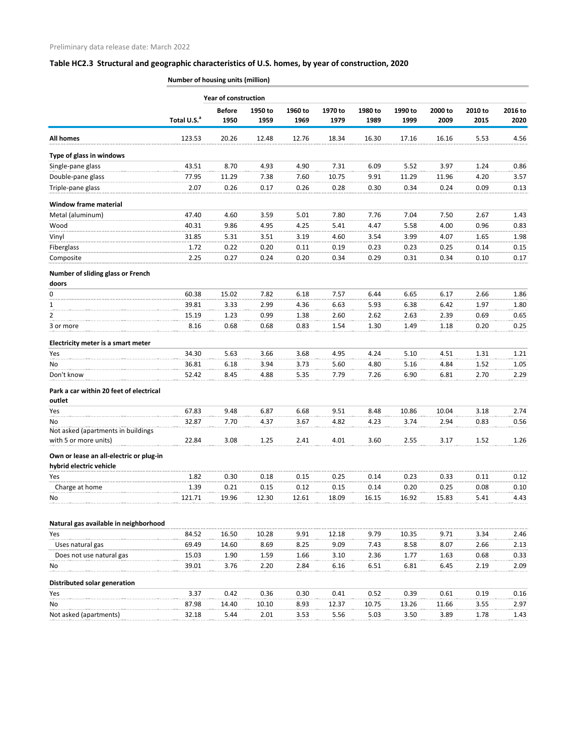Preliminary data release date: March 2022

## Table HC2.3 Structural and geographic characteristics of U.S. homes, by year of construction, 2020

| | Number of housing units (million) | | | | | | | | | |
|---|---|---|---|---|---|---|---|---|---|---|
| | | Year of construction | | | | | | | | |
| | Total U.S.[a] | Before 1950 | 1950 to 1959 | 1960 to 1969 | 1970 to 1979 | 1980 to 1989 | 1990 to 1999 | 2000 to 2009 | 2010 to 2015 | 2016 to 2020 |
| **All homes** | 123.53 | 20.26 | 12.48 | 12.76 | 18.34 | 16.30 | 17.16 | 16.16 | 5.53 | 4.56 |
| **Type of glass in windows** | | | | | | | | | | |
| Single-pane glass | 43.51 | 8.70 | 4.93 | 4.90 | 7.31 | 6.09 | 5.52 | 3.97 | 1.24 | 0.86 |
| Double-pane glass | 77.95 | 11.29 | 7.38 | 7.60 | 10.75 | 9.91 | 11.29 | 11.96 | 4.20 | 3.57 |
| Triple-pane glass | 2.07 | 0.26 | 0.17 | 0.26 | 0.28 | 0.30 | 0.34 | 0.24 | 0.09 | 0.13 |
| **Window frame material** | | | | | | | | | | |
| Metal (aluminum) | 47.40 | 4.60 | 3.59 | 5.01 | 7.80 | 7.76 | 7.04 | 7.50 | 2.67 | 1.43 |
| Wood | 40.31 | 9.86 | 4.95 | 4.25 | 5.41 | 4.47 | 5.58 | 4.00 | 0.96 | 0.83 |
| Vinyl | 31.85 | 5.31 | 3.51 | 3.19 | 4.60 | 3.54 | 3.99 | 4.07 | 1.65 | 1.98 |
| Fiberglass | 1.72 | 0.22 | 0.20 | 0.11 | 0.19 | 0.23 | 0.23 | 0.25 | 0.14 | 0.15 |
| Composite | 2.25 | 0.27 | 0.24 | 0.20 | 0.34 | 0.29 | 0.31 | 0.34 | 0.10 | 0.17 |
| **Number of sliding glass or French doors** | | | | | | | | | | |
| 0 | 60.38 | 15.02 | 7.82 | 6.18 | 7.57 | 6.44 | 6.65 | 6.17 | 2.66 | 1.86 |
| 1 | 39.81 | 3.33 | 2.99 | 4.36 | 6.63 | 5.93 | 6.38 | 6.42 | 1.97 | 1.80 |
| 2 | 15.19 | 1.23 | 0.99 | 1.38 | 2.60 | 2.62 | 2.63 | 2.39 | 0.69 | 0.65 |
| 3 or more | 8.16 | 0.68 | 0.68 | 0.83 | 1.54 | 1.30 | 1.49 | 1.18 | 0.20 | 0.25 |
| **Electricity meter is a smart meter** | | | | | | | | | | |
| Yes | 34.30 | 5.63 | 3.66 | 3.68 | 4.95 | 4.24 | 5.10 | 4.51 | 1.31 | 1.21 |
| No | 36.81 | 6.18 | 3.94 | 3.73 | 5.60 | 4.80 | 5.16 | 4.84 | 1.52 | 1.05 |
| Don't know | 52.42 | 8.45 | 4.88 | 5.35 | 7.79 | 7.26 | 6.90 | 6.81 | 2.70 | 2.29 |
| **Park a car within 20 feet of electrical outlet** | | | | | | | | | | |
| Yes | 67.83 | 9.48 | 6.87 | 6.68 | 9.51 | 8.48 | 10.86 | 10.04 | 3.18 | 2.74 |
| No | 32.87 | 7.70 | 4.37 | 3.67 | 4.82 | 4.23 | 3.74 | 2.94 | 0.83 | 0.56 |
| Not asked (apartments in buildings with 5 or more units) | 22.84 | 3.08 | 1.25 | 2.41 | 4.01 | 3.60 | 2.55 | 3.17 | 1.52 | 1.26 |
| **Own or lease an all-electric or plug-in hybrid electric vehicle** | | | | | | | | | | |
| Yes | 1.82 | 0.30 | 0.18 | 0.15 | 0.25 | 0.14 | 0.23 | 0.33 | 0.11 | 0.12 |
| Charge at home | 1.39 | 0.21 | 0.15 | 0.12 | 0.15 | 0.14 | 0.20 | 0.25 | 0.08 | 0.10 |
| No | 121.71 | 19.96 | 12.30 | 12.61 | 18.09 | 16.15 | 16.92 | 15.83 | 5.41 | 4.43 |
| **Natural gas available in neighborhood** | | | | | | | | | | |
| Yes | 84.52 | 16.50 | 10.28 | 9.91 | 12.18 | 9.79 | 10.35 | 9.71 | 3.34 | 2.46 |
| Uses natural gas | 69.49 | 14.60 | 8.69 | 8.25 | 9.09 | 7.43 | 8.58 | 8.07 | 2.66 | 2.13 |
| Does not use natural gas | 15.03 | 1.90 | 1.59 | 1.66 | 3.10 | 2.36 | 1.77 | 1.63 | 0.68 | 0.33 |
| No | 39.01 | 3.76 | 2.20 | 2.84 | 6.16 | 6.51 | 6.81 | 6.45 | 2.19 | 2.09 |
| **Distributed solar generation** | | | | | | | | | | |
| Yes | 3.37 | 0.42 | 0.36 | 0.30 | 0.41 | 0.52 | 0.39 | 0.61 | 0.19 | 0.16 |
| No | 87.98 | 14.40 | 10.10 | 8.93 | 12.37 | 10.75 | 13.26 | 11.66 | 3.55 | 2.97 |
| Not asked (apartments) | 32.18 | 5.44 | 2.01 | 3.53 | 5.56 | 5.03 | 3.50 | 3.89 | 1.78 | 1.43 |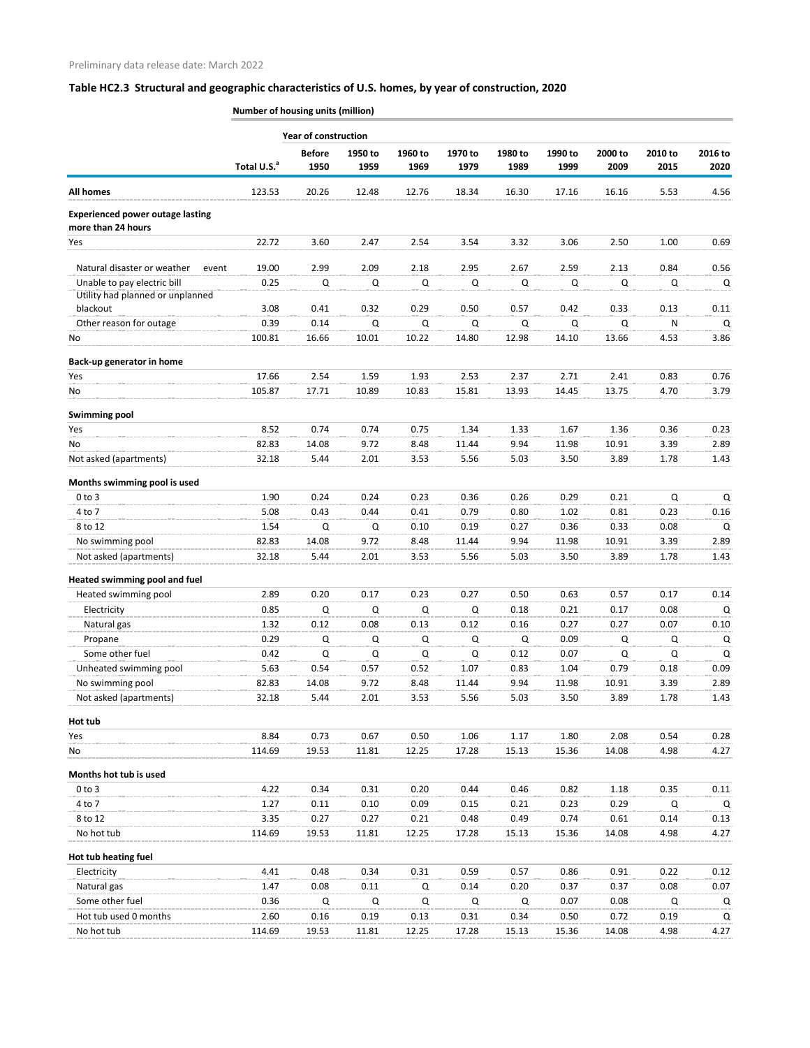Preliminary data release date: March 2022

## Table HC2.3 Structural and geographic characteristics of U.S. homes, by year of construction, 2020

| | Number of housing units (million) | | | | | | | | | |
|---|---|---|---|---|---|---|---|---|---|---|
| | | Year of construction | | | | | | | | |
| | Total U.S.[a] | Before 1950 | 1950 to 1959 | 1960 to 1969 | 1970 to 1979 | 1980 to 1989 | 1990 to 1999 | 2000 to 2009 | 2010 to 2015 | 2016 to 2020 |
| **All homes** | 123.53 | 20.26 | 12.48 | 12.76 | 18.34 | 16.30 | 17.16 | 16.16 | 5.53 | 4.56 |
| **Experienced power outage lasting more than 24 hours** | | | | | | | | | | |
| Yes | 22.72 | 3.60 | 2.47 | 2.54 | 3.54 | 3.32 | 3.06 | 2.50 | 1.00 | 0.69 |
| Natural disaster or weather event | 19.00 | 2.99 | 2.09 | 2.18 | 2.95 | 2.67 | 2.59 | 2.13 | 0.84 | 0.56 |
| Unable to pay electric bill | 0.25 | Q | Q | Q | Q | Q | Q | Q | Q | Q |
| Utility had planned or unplanned blackout | 3.08 | 0.41 | 0.32 | 0.29 | 0.50 | 0.57 | 0.42 | 0.33 | 0.13 | 0.11 |
| Other reason for outage | 0.39 | 0.14 | Q | Q | Q | Q | Q | Q | N | Q |
| No | 100.81 | 16.66 | 10.01 | 10.22 | 14.80 | 12.98 | 14.10 | 13.66 | 4.53 | 3.86 |
| **Back-up generator in home** | | | | | | | | | | |
| Yes | 17.66 | 2.54 | 1.59 | 1.93 | 2.53 | 2.37 | 2.71 | 2.41 | 0.83 | 0.76 |
| No | 105.87 | 17.71 | 10.89 | 10.83 | 15.81 | 13.93 | 14.45 | 13.75 | 4.70 | 3.79 |
| **Swimming pool** | | | | | | | | | | |
| Yes | 8.52 | 0.74 | 0.74 | 0.75 | 1.34 | 1.33 | 1.67 | 1.36 | 0.36 | 0.23 |
| No | 82.83 | 14.08 | 9.72 | 8.48 | 11.44 | 9.94 | 11.98 | 10.91 | 3.39 | 2.89 |
| Not asked (apartments) | 32.18 | 5.44 | 2.01 | 3.53 | 5.56 | 5.03 | 3.50 | 3.89 | 1.78 | 1.43 |
| **Months swimming pool is used** | | | | | | | | | | |
| 0 to 3 | 1.90 | 0.24 | 0.24 | 0.23 | 0.36 | 0.26 | 0.29 | 0.21 | Q | Q |
| 4 to 7 | 5.08 | 0.43 | 0.44 | 0.41 | 0.79 | 0.80 | 1.02 | 0.81 | 0.23 | 0.16 |
| 8 to 12 | 1.54 | Q | Q | 0.10 | 0.19 | 0.27 | 0.36 | 0.33 | 0.08 | Q |
| No swimming pool | 82.83 | 14.08 | 9.72 | 8.48 | 11.44 | 9.94 | 11.98 | 10.91 | 3.39 | 2.89 |
| Not asked (apartments) | 32.18 | 5.44 | 2.01 | 3.53 | 5.56 | 5.03 | 3.50 | 3.89 | 1.78 | 1.43 |
| **Heated swimming pool and fuel** | | | | | | | | | | |
| Heated swimming pool | 2.89 | 0.20 | 0.17 | 0.23 | 0.27 | 0.50 | 0.63 | 0.57 | 0.17 | 0.14 |
| Electricity | 0.85 | Q | Q | Q | Q | 0.18 | 0.21 | 0.17 | 0.08 | Q |
| Natural gas | 1.32 | 0.12 | 0.08 | 0.13 | 0.12 | 0.16 | 0.27 | 0.27 | 0.07 | 0.10 |
| Propane | 0.29 | Q | Q | Q | Q | Q | 0.09 | Q | Q | Q |
| Some other fuel | 0.42 | Q | Q | Q | Q | 0.12 | 0.07 | Q | Q | Q |
| Unheated swimming pool | 5.63 | 0.54 | 0.57 | 0.52 | 1.07 | 0.83 | 1.04 | 0.79 | 0.18 | 0.09 |
| No swimming pool | 82.83 | 14.08 | 9.72 | 8.48 | 11.44 | 9.94 | 11.98 | 10.91 | 3.39 | 2.89 |
| Not asked (apartments) | 32.18 | 5.44 | 2.01 | 3.53 | 5.56 | 5.03 | 3.50 | 3.89 | 1.78 | 1.43 |
| **Hot tub** | | | | | | | | | | |
| Yes | 8.84 | 0.73 | 0.67 | 0.50 | 1.06 | 1.17 | 1.80 | 2.08 | 0.54 | 0.28 |
| No | 114.69 | 19.53 | 11.81 | 12.25 | 17.28 | 15.13 | 15.36 | 14.08 | 4.98 | 4.27 |
| **Months hot tub is used** | | | | | | | | | | |
| 0 to 3 | 4.22 | 0.34 | 0.31 | 0.20 | 0.44 | 0.46 | 0.82 | 1.18 | 0.35 | 0.11 |
| 4 to 7 | 1.27 | 0.11 | 0.10 | 0.09 | 0.15 | 0.21 | 0.23 | 0.29 | Q | Q |
| 8 to 12 | 3.35 | 0.27 | 0.27 | 0.21 | 0.48 | 0.49 | 0.74 | 0.61 | 0.14 | 0.13 |
| No hot tub | 114.69 | 19.53 | 11.81 | 12.25 | 17.28 | 15.13 | 15.36 | 14.08 | 4.98 | 4.27 |
| **Hot tub heating fuel** | | | | | | | | | | |
| Electricity | 4.41 | 0.48 | 0.34 | 0.31 | 0.59 | 0.57 | 0.86 | 0.91 | 0.22 | 0.12 |
| Natural gas | 1.47 | 0.08 | 0.11 | Q | 0.14 | 0.20 | 0.37 | 0.37 | 0.08 | 0.07 |
| Some other fuel | 0.36 | Q | Q | Q | Q | Q | 0.07 | 0.08 | Q | Q |
| Hot tub used 0 months | 2.60 | 0.16 | 0.19 | 0.13 | 0.31 | 0.34 | 0.50 | 0.72 | 0.19 | Q |
| No hot tub | 114.69 | 19.53 | 11.81 | 12.25 | 17.28 | 15.13 | 15.36 | 14.08 | 4.98 | 4.27 |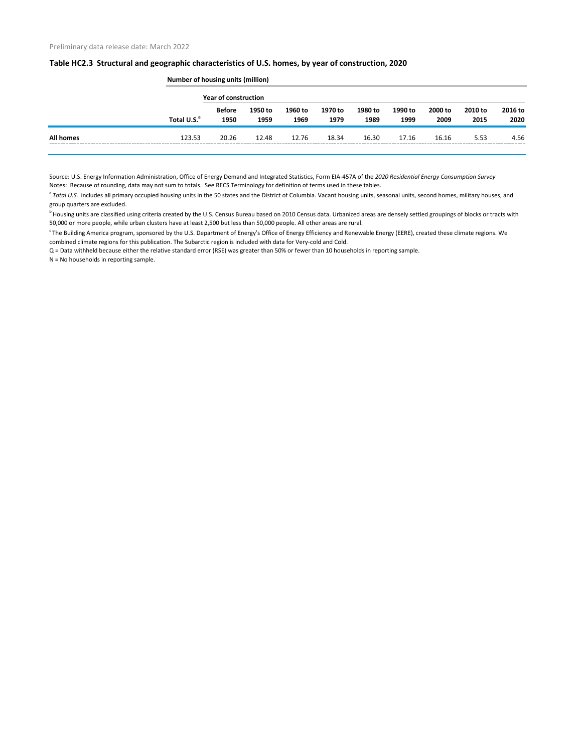Preliminary data release date: March 2022

### Table HC2.3 Structural and geographic characteristics of U.S. homes, by year of construction, 2020

| | Number of housing units (million) | | | | | | | | | |
|---|---|---|---|---|---|---|---|---|---|---|
| | | Year of construction | | | | | | | | |
| | Total U.S.[a] | Before 1950 | 1950 to 1959 | 1960 to 1969 | 1970 to 1979 | 1980 to 1989 | 1990 to 1999 | 2000 to 2009 | 2010 to 2015 | 2016 to 2020 |
| **All homes** | 123.53 | 20.26 | 12.48 | 12.76 | 18.34 | 16.30 | 17.16 | 16.16 | 5.53 | 4.56 |

Source: U.S. Energy Information Administration, Office of Energy Demand and Integrated Statistics, Form EIA-457A of the *2020 Residential Energy Consumption Survey*

Notes: Because of rounding, data may not sum to totals. See RECS Terminology for definition of terms used in these tables.

[a] *Total U.S.* includes all primary occupied housing units in the 50 states and the District of Columbia. Vacant housing units, seasonal units, second homes, military houses, and group quarters are excluded.

[b] Housing units are classified using criteria created by the U.S. Census Bureau based on 2010 Census data. Urbanized areas are densely settled groupings of blocks or tracts with 50,000 or more people, while urban clusters have at least 2,500 but less than 50,000 people. All other areas are rural.

[c] The Building America program, sponsored by the U.S. Department of Energy's Office of Energy Efficiency and Renewable Energy (EERE), created these climate regions. We combined climate regions for this publication. The Subarctic region is included with data for Very-cold and Cold.

Q = Data withheld because either the relative standard error (RSE) was greater than 50% or fewer than 10 households in reporting sample.

N = No households in reporting sample.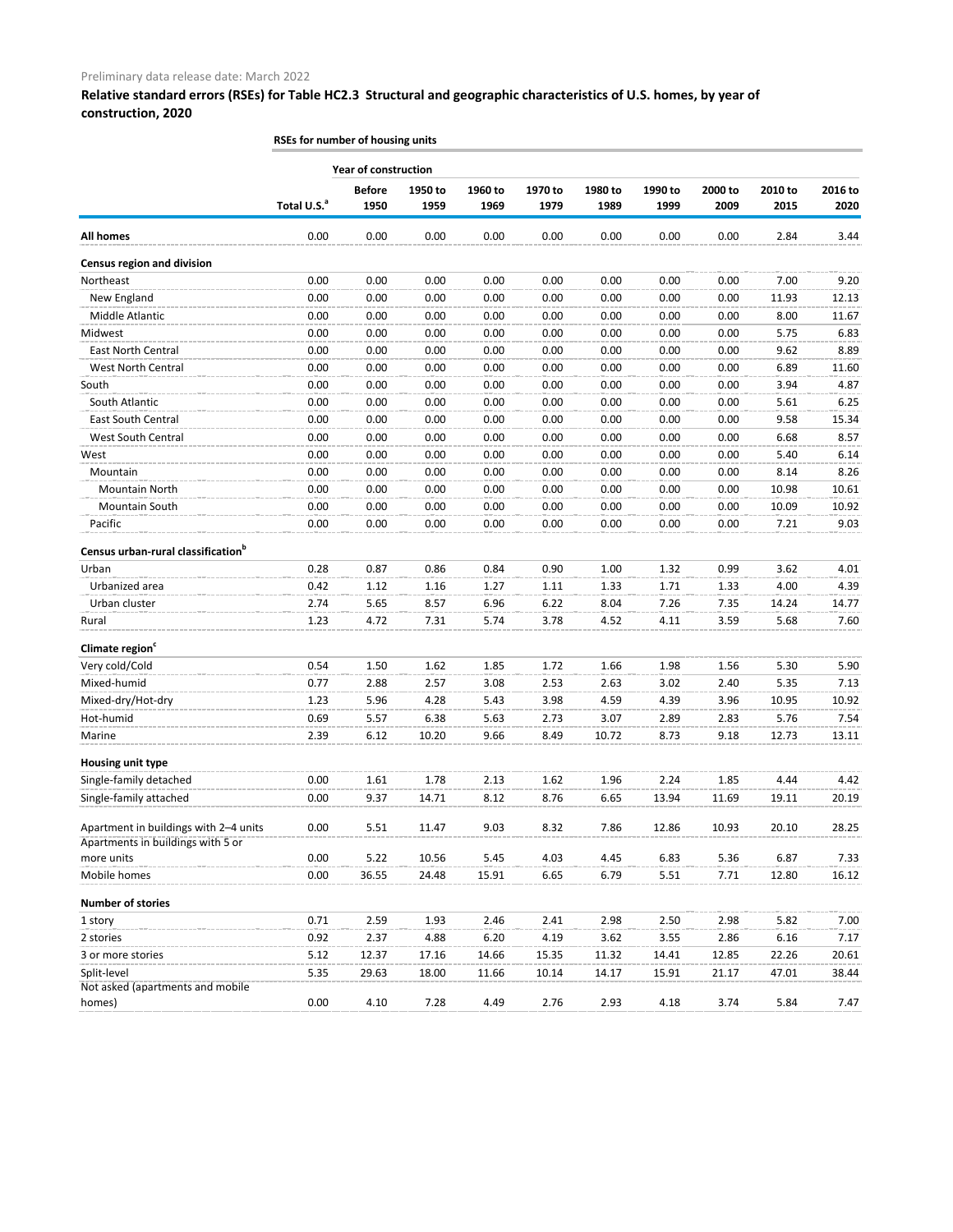Preliminary data release date: March 2022

## Relative standard errors (RSEs) for Table HC2.3 Structural and geographic characteristics of U.S. homes, by year of construction, 2020

| | RSEs for number of housing units | | | | | | | | | |
|---|---|---|---|---|---|---|---|---|---|---|
| | | Year of construction | | | | | | | | |
| | Total U.S.[a] | Before 1950 | 1950 to 1959 | 1960 to 1969 | 1970 to 1979 | 1980 to 1989 | 1990 to 1999 | 2000 to 2009 | 2010 to 2015 | 2016 to 2020 |
| **All homes** | 0.00 | 0.00 | 0.00 | 0.00 | 0.00 | 0.00 | 0.00 | 0.00 | 2.84 | 3.44 |
| **Census region and division** | | | | | | | | | | |
| Northeast | 0.00 | 0.00 | 0.00 | 0.00 | 0.00 | 0.00 | 0.00 | 0.00 | 7.00 | 9.20 |
| New England | 0.00 | 0.00 | 0.00 | 0.00 | 0.00 | 0.00 | 0.00 | 0.00 | 11.93 | 12.13 |
| Middle Atlantic | 0.00 | 0.00 | 0.00 | 0.00 | 0.00 | 0.00 | 0.00 | 0.00 | 8.00 | 11.67 |
| Midwest | 0.00 | 0.00 | 0.00 | 0.00 | 0.00 | 0.00 | 0.00 | 0.00 | 5.75 | 6.83 |
| East North Central | 0.00 | 0.00 | 0.00 | 0.00 | 0.00 | 0.00 | 0.00 | 0.00 | 9.62 | 8.89 |
| West North Central | 0.00 | 0.00 | 0.00 | 0.00 | 0.00 | 0.00 | 0.00 | 0.00 | 6.89 | 11.60 |
| South | 0.00 | 0.00 | 0.00 | 0.00 | 0.00 | 0.00 | 0.00 | 0.00 | 3.94 | 4.87 |
| South Atlantic | 0.00 | 0.00 | 0.00 | 0.00 | 0.00 | 0.00 | 0.00 | 0.00 | 5.61 | 6.25 |
| East South Central | 0.00 | 0.00 | 0.00 | 0.00 | 0.00 | 0.00 | 0.00 | 0.00 | 9.58 | 15.34 |
| West South Central | 0.00 | 0.00 | 0.00 | 0.00 | 0.00 | 0.00 | 0.00 | 0.00 | 6.68 | 8.57 |
| West | 0.00 | 0.00 | 0.00 | 0.00 | 0.00 | 0.00 | 0.00 | 0.00 | 5.40 | 6.14 |
| Mountain | 0.00 | 0.00 | 0.00 | 0.00 | 0.00 | 0.00 | 0.00 | 0.00 | 8.14 | 8.26 |
| Mountain North | 0.00 | 0.00 | 0.00 | 0.00 | 0.00 | 0.00 | 0.00 | 0.00 | 10.98 | 10.61 |
| Mountain South | 0.00 | 0.00 | 0.00 | 0.00 | 0.00 | 0.00 | 0.00 | 0.00 | 10.09 | 10.92 |
| Pacific | 0.00 | 0.00 | 0.00 | 0.00 | 0.00 | 0.00 | 0.00 | 0.00 | 7.21 | 9.03 |
| **Census urban-rural classification[b]** | | | | | | | | | | |
| Urban | 0.28 | 0.87 | 0.86 | 0.84 | 0.90 | 1.00 | 1.32 | 0.99 | 3.62 | 4.01 |
| Urbanized area | 0.42 | 1.12 | 1.16 | 1.27 | 1.11 | 1.33 | 1.71 | 1.33 | 4.00 | 4.39 |
| Urban cluster | 2.74 | 5.65 | 8.57 | 6.96 | 6.22 | 8.04 | 7.26 | 7.35 | 14.24 | 14.77 |
| Rural | 1.23 | 4.72 | 7.31 | 5.74 | 3.78 | 4.52 | 4.11 | 3.59 | 5.68 | 7.60 |
| **Climate region[c]** | | | | | | | | | | |
| Very cold/Cold | 0.54 | 1.50 | 1.62 | 1.85 | 1.72 | 1.66 | 1.98 | 1.56 | 5.30 | 5.90 |
| Mixed-humid | 0.77 | 2.88 | 2.57 | 3.08 | 2.53 | 2.63 | 3.02 | 2.40 | 5.35 | 7.13 |
| Mixed-dry/Hot-dry | 1.23 | 5.96 | 4.28 | 5.43 | 3.98 | 4.59 | 4.39 | 3.96 | 10.95 | 10.92 |
| Hot-humid | 0.69 | 5.57 | 6.38 | 5.63 | 2.73 | 3.07 | 2.89 | 2.83 | 5.76 | 7.54 |
| Marine | 2.39 | 6.12 | 10.20 | 9.66 | 8.49 | 10.72 | 8.73 | 9.18 | 12.73 | 13.11 |
| **Housing unit type** | | | | | | | | | | |
| Single-family detached | 0.00 | 1.61 | 1.78 | 2.13 | 1.62 | 1.96 | 2.24 | 1.85 | 4.44 | 4.42 |
| Single-family attached | 0.00 | 9.37 | 14.71 | 8.12 | 8.76 | 6.65 | 13.94 | 11.69 | 19.11 | 20.19 |
| Apartment in buildings with 2–4 units | 0.00 | 5.51 | 11.47 | 9.03 | 8.32 | 7.86 | 12.86 | 10.93 | 20.10 | 28.25 |
| Apartments in buildings with 5 or more units | 0.00 | 5.22 | 10.56 | 5.45 | 4.03 | 4.45 | 6.83 | 5.36 | 6.87 | 7.33 |
| Mobile homes | 0.00 | 36.55 | 24.48 | 15.91 | 6.65 | 6.79 | 5.51 | 7.71 | 12.80 | 16.12 |
| **Number of stories** | | | | | | | | | | |
| 1 story | 0.71 | 2.59 | 1.93 | 2.46 | 2.41 | 2.98 | 2.50 | 2.98 | 5.82 | 7.00 |
| 2 stories | 0.92 | 2.37 | 4.88 | 6.20 | 4.19 | 3.62 | 3.55 | 2.86 | 6.16 | 7.17 |
| 3 or more stories | 5.12 | 12.37 | 17.16 | 14.66 | 15.35 | 11.32 | 14.41 | 12.85 | 22.26 | 20.61 |
| Split-level | 5.35 | 29.63 | 18.00 | 11.66 | 10.14 | 14.17 | 15.91 | 21.17 | 47.01 | 38.44 |
| Not asked (apartments and mobile homes) | 0.00 | 4.10 | 7.28 | 4.49 | 2.76 | 2.93 | 4.18 | 3.74 | 5.84 | 7.47 |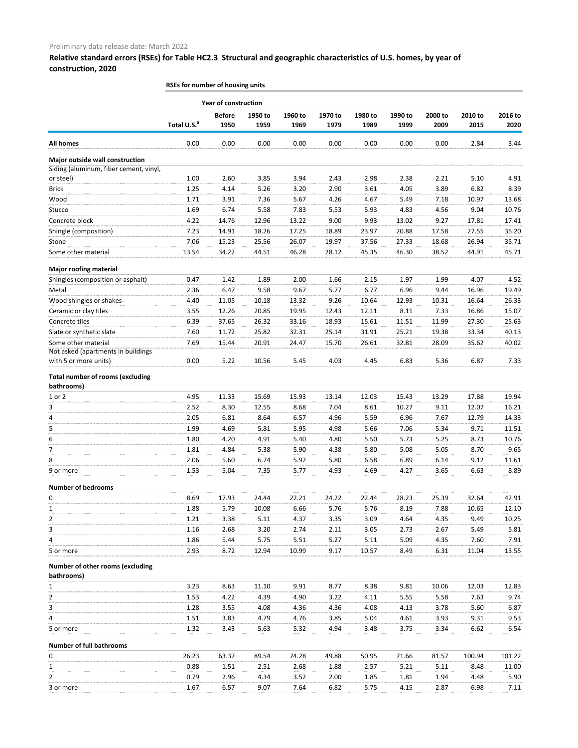Preliminary data release date: March 2022

**Relative standard errors (RSEs) for Table HC2.3 Structural and geographic characteristics of U.S. homes, by year of construction, 2020**

| | RSEs for number of housing units | | | | | | | | | |
|---|---|---|---|---|---|---|---|---|---|---|
| | | Year of construction | | | | | | | | |
| | Total U.S.[a] | Before 1950 | 1950 to 1959 | 1960 to 1969 | 1970 to 1979 | 1980 to 1989 | 1990 to 1999 | 2000 to 2009 | 2010 to 2015 | 2016 to 2020 |
| **All homes** | 0.00 | 0.00 | 0.00 | 0.00 | 0.00 | 0.00 | 0.00 | 0.00 | 2.84 | 3.44 |
| **Major outside wall construction** | | | | | | | | | | |
| Siding (aluminum, fiber cement, vinyl, or steel) | 1.00 | 2.60 | 3.85 | 3.94 | 2.43 | 2.98 | 2.38 | 2.21 | 5.10 | 4.91 |
| Brick | 1.25 | 4.14 | 5.26 | 3.20 | 2.90 | 3.61 | 4.05 | 3.89 | 6.82 | 8.39 |
| Wood | 1.71 | 3.91 | 7.36 | 5.67 | 4.26 | 4.67 | 5.49 | 7.18 | 10.97 | 13.68 |
| Stucco | 1.69 | 6.74 | 5.58 | 7.83 | 5.53 | 5.93 | 4.83 | 4.56 | 9.04 | 10.76 |
| Concrete block | 4.22 | 14.76 | 12.96 | 13.22 | 9.00 | 9.93 | 13.02 | 9.27 | 17.81 | 17.41 |
| Shingle (composition) | 7.23 | 14.91 | 18.26 | 17.25 | 18.89 | 23.97 | 20.88 | 17.58 | 27.55 | 35.20 |
| Stone | 7.06 | 15.23 | 25.56 | 26.07 | 19.97 | 37.56 | 27.33 | 18.68 | 26.94 | 35.71 |
| Some other material | 13.54 | 34.22 | 44.51 | 46.28 | 28.12 | 45.35 | 46.30 | 38.52 | 44.91 | 45.71 |
| **Major roofing material** | | | | | | | | | | |
| Shingles (composition or asphalt) | 0.47 | 1.42 | 1.89 | 2.00 | 1.66 | 2.15 | 1.97 | 1.99 | 4.07 | 4.52 |
| Metal | 2.36 | 6.47 | 9.58 | 9.67 | 5.77 | 6.77 | 6.96 | 9.44 | 16.96 | 19.49 |
| Wood shingles or shakes | 4.40 | 11.05 | 10.18 | 13.32 | 9.26 | 10.64 | 12.93 | 10.31 | 16.64 | 26.33 |
| Ceramic or clay tiles | 3.55 | 12.26 | 20.85 | 19.95 | 12.43 | 12.11 | 8.11 | 7.33 | 16.86 | 15.07 |
| Concrete tiles | 6.39 | 37.65 | 26.32 | 33.16 | 18.93 | 15.61 | 11.51 | 11.99 | 27.30 | 25.63 |
| Slate or synthetic slate | 7.60 | 11.72 | 25.82 | 32.31 | 25.14 | 31.91 | 25.21 | 19.38 | 33.34 | 40.13 |
| Some other material | 7.69 | 15.44 | 20.91 | 24.47 | 15.70 | 26.61 | 32.81 | 28.09 | 35.62 | 40.02 |
| Not asked (apartments in buildings with 5 or more units) | 0.00 | 5.22 | 10.56 | 5.45 | 4.03 | 4.45 | 6.83 | 5.36 | 6.87 | 7.33 |
| **Total number of rooms (excluding bathrooms)** | | | | | | | | | | |
| 1 or 2 | 4.95 | 11.33 | 15.69 | 15.93 | 13.14 | 12.03 | 15.43 | 13.29 | 17.88 | 19.94 |
| 3 | 2.52 | 8.30 | 12.55 | 8.68 | 7.04 | 8.61 | 10.27 | 9.11 | 12.07 | 16.21 |
| 4 | 2.05 | 6.81 | 8.64 | 6.57 | 4.96 | 5.59 | 6.96 | 7.67 | 12.79 | 14.33 |
| 5 | 1.99 | 4.69 | 5.81 | 5.95 | 4.98 | 5.66 | 7.06 | 5.34 | 9.71 | 11.51 |
| 6 | 1.80 | 4.20 | 4.91 | 5.40 | 4.80 | 5.50 | 5.73 | 5.25 | 8.73 | 10.76 |
| 7 | 1.81 | 4.84 | 5.38 | 5.90 | 4.38 | 5.80 | 5.08 | 5.05 | 8.70 | 9.65 |
| 8 | 2.06 | 5.60 | 6.74 | 5.92 | 5.80 | 6.58 | 6.89 | 6.14 | 9.12 | 11.61 |
| 9 or more | 1.53 | 5.04 | 7.35 | 5.77 | 4.93 | 4.69 | 4.27 | 3.65 | 6.63 | 8.89 |
| **Number of bedrooms** | | | | | | | | | | |
| 0 | 8.69 | 17.93 | 24.44 | 22.21 | 24.22 | 22.44 | 28.23 | 25.39 | 32.64 | 42.91 |
| 1 | 1.88 | 5.79 | 10.08 | 6.66 | 5.76 | 5.76 | 8.19 | 7.88 | 10.65 | 12.10 |
| 2 | 1.21 | 3.38 | 5.11 | 4.37 | 3.35 | 3.09 | 4.64 | 4.35 | 9.49 | 10.25 |
| 3 | 1.16 | 2.68 | 3.20 | 2.74 | 2.11 | 3.05 | 2.73 | 2.67 | 5.49 | 5.81 |
| 4 | 1.86 | 5.44 | 5.75 | 5.51 | 5.27 | 5.11 | 5.09 | 4.35 | 7.60 | 7.91 |
| 5 or more | 2.93 | 8.72 | 12.94 | 10.99 | 9.17 | 10.57 | 8.49 | 6.31 | 11.04 | 13.55 |
| **Number of other rooms (excluding bathrooms)** | | | | | | | | | | |
| 1 | 3.23 | 8.63 | 11.10 | 9.91 | 8.77 | 8.38 | 9.81 | 10.06 | 12.03 | 12.83 |
| 2 | 1.53 | 4.22 | 4.39 | 4.90 | 3.22 | 4.11 | 5.55 | 5.58 | 7.63 | 9.74 |
| 3 | 1.28 | 3.55 | 4.08 | 4.36 | 4.36 | 4.08 | 4.13 | 3.78 | 5.60 | 6.87 |
| 4 | 1.51 | 3.83 | 4.79 | 4.76 | 3.85 | 5.04 | 4.61 | 3.93 | 9.31 | 9.53 |
| 5 or more | 1.32 | 3.43 | 5.63 | 5.32 | 4.94 | 3.48 | 3.75 | 3.34 | 6.62 | 6.54 |
| **Number of full bathrooms** | | | | | | | | | | |
| 0 | 26.23 | 63.37 | 89.54 | 74.28 | 49.88 | 50.95 | 71.66 | 81.57 | 100.94 | 101.22 |
| 1 | 0.88 | 1.51 | 2.51 | 2.68 | 1.88 | 2.57 | 5.21 | 5.11 | 8.48 | 11.00 |
| 2 | 0.79 | 2.96 | 4.34 | 3.52 | 2.00 | 1.85 | 1.81 | 1.94 | 4.48 | 5.90 |
| 3 or more | 1.67 | 6.57 | 9.07 | 7.64 | 6.82 | 5.75 | 4.15 | 2.87 | 6.98 | 7.11 |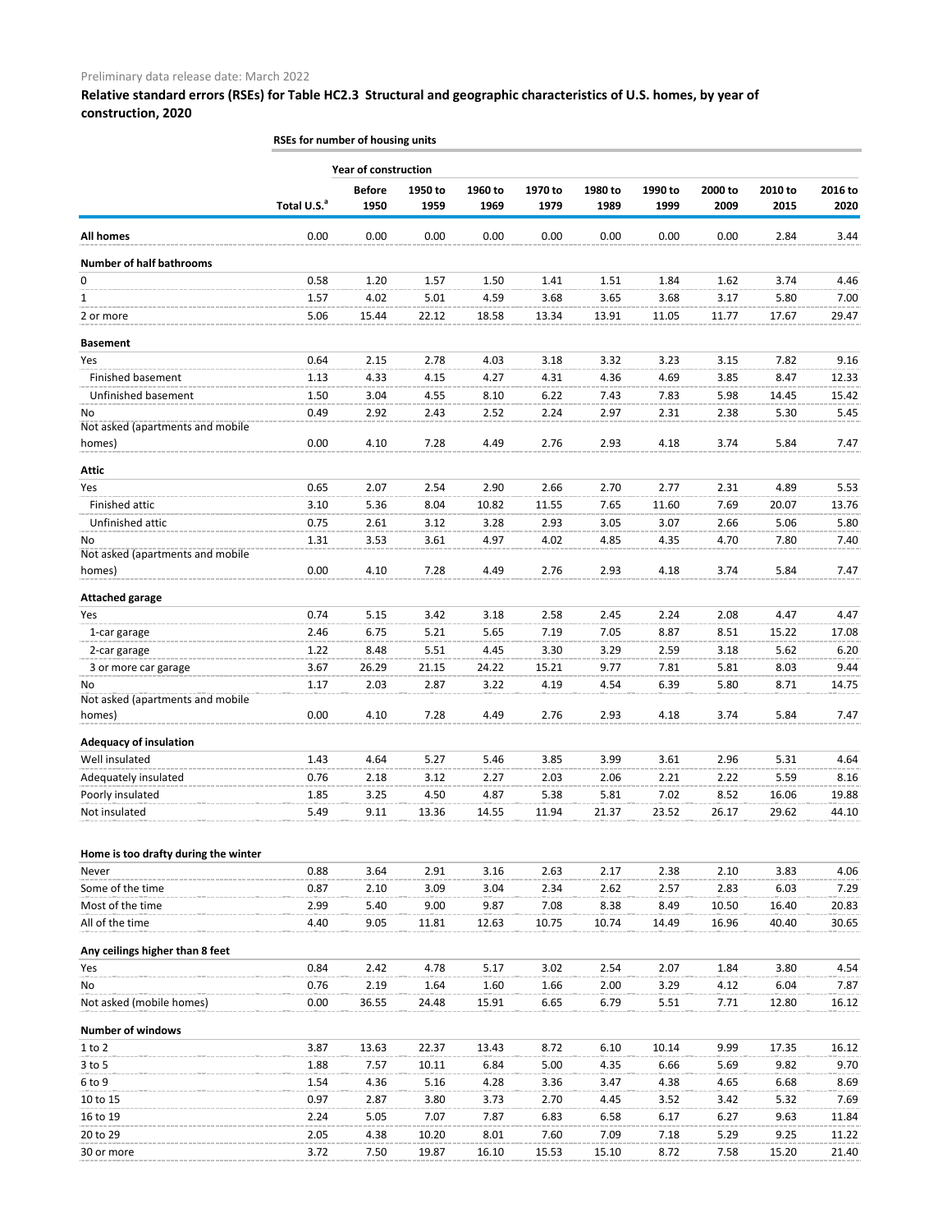Preliminary data release date: March 2022

## Relative standard errors (RSEs) for Table HC2.3 Structural and geographic characteristics of U.S. homes, by year of construction, 2020

| | RSEs for number of housing units | | | | | | | | | |
|---|---|---|---|---|---|---|---|---|---|---|
| | | Year of construction | | | | | | | | |
| | Total U.S.[a] | Before 1950 | 1950 to 1959 | 1960 to 1969 | 1970 to 1979 | 1980 to 1989 | 1990 to 1999 | 2000 to 2009 | 2010 to 2015 | 2016 to 2020 |
| **All homes** | 0.00 | 0.00 | 0.00 | 0.00 | 0.00 | 0.00 | 0.00 | 0.00 | 2.84 | 3.44 |
| **Number of half bathrooms** | | | | | | | | | | |
| 0 | 0.58 | 1.20 | 1.57 | 1.50 | 1.41 | 1.51 | 1.84 | 1.62 | 3.74 | 4.46 |
| 1 | 1.57 | 4.02 | 5.01 | 4.59 | 3.68 | 3.65 | 3.68 | 3.17 | 5.80 | 7.00 |
| 2 or more | 5.06 | 15.44 | 22.12 | 18.58 | 13.34 | 13.91 | 11.05 | 11.77 | 17.67 | 29.47 |
| **Basement** | | | | | | | | | | |
| Yes | 0.64 | 2.15 | 2.78 | 4.03 | 3.18 | 3.32 | 3.23 | 3.15 | 7.82 | 9.16 |
| Finished basement | 1.13 | 4.33 | 4.15 | 4.27 | 4.31 | 4.36 | 4.69 | 3.85 | 8.47 | 12.33 |
| Unfinished basement | 1.50 | 3.04 | 4.55 | 8.10 | 6.22 | 7.43 | 7.83 | 5.98 | 14.45 | 15.42 |
| No | 0.49 | 2.92 | 2.43 | 2.52 | 2.24 | 2.97 | 2.31 | 2.38 | 5.30 | 5.45 |
| Not asked (apartments and mobile homes) | 0.00 | 4.10 | 7.28 | 4.49 | 2.76 | 2.93 | 4.18 | 3.74 | 5.84 | 7.47 |
| **Attic** | | | | | | | | | | |
| Yes | 0.65 | 2.07 | 2.54 | 2.90 | 2.66 | 2.70 | 2.77 | 2.31 | 4.89 | 5.53 |
| Finished attic | 3.10 | 5.36 | 8.04 | 10.82 | 11.55 | 7.65 | 11.60 | 7.69 | 20.07 | 13.76 |
| Unfinished attic | 0.75 | 2.61 | 3.12 | 3.28 | 2.93 | 3.05 | 3.07 | 2.66 | 5.06 | 5.80 |
| No | 1.31 | 3.53 | 3.61 | 4.97 | 4.02 | 4.85 | 4.35 | 4.70 | 7.80 | 7.40 |
| Not asked (apartments and mobile homes) | 0.00 | 4.10 | 7.28 | 4.49 | 2.76 | 2.93 | 4.18 | 3.74 | 5.84 | 7.47 |
| **Attached garage** | | | | | | | | | | |
| Yes | 0.74 | 5.15 | 3.42 | 3.18 | 2.58 | 2.45 | 2.24 | 2.08 | 4.47 | 4.47 |
| 1-car garage | 2.46 | 6.75 | 5.21 | 5.65 | 7.19 | 7.05 | 8.87 | 8.51 | 15.22 | 17.08 |
| 2-car garage | 1.22 | 8.48 | 5.51 | 4.45 | 3.30 | 3.29 | 2.59 | 3.18 | 5.62 | 6.20 |
| 3 or more car garage | 3.67 | 26.29 | 21.15 | 24.22 | 15.21 | 9.77 | 7.81 | 5.81 | 8.03 | 9.44 |
| No | 1.17 | 2.03 | 2.87 | 3.22 | 4.19 | 4.54 | 6.39 | 5.80 | 8.71 | 14.75 |
| Not asked (apartments and mobile homes) | 0.00 | 4.10 | 7.28 | 4.49 | 2.76 | 2.93 | 4.18 | 3.74 | 5.84 | 7.47 |
| **Adequacy of insulation** | | | | | | | | | | |
| Well insulated | 1.43 | 4.64 | 5.27 | 5.46 | 3.85 | 3.99 | 3.61 | 2.96 | 5.31 | 4.64 |
| Adequately insulated | 0.76 | 2.18 | 3.12 | 2.27 | 2.03 | 2.06 | 2.21 | 2.22 | 5.59 | 8.16 |
| Poorly insulated | 1.85 | 3.25 | 4.50 | 4.87 | 5.38 | 5.81 | 7.02 | 8.52 | 16.06 | 19.88 |
| Not insulated | 5.49 | 9.11 | 13.36 | 14.55 | 11.94 | 21.37 | 23.52 | 26.17 | 29.62 | 44.10 |
| **Home is too drafty during the winter** | | | | | | | | | | |
| Never | 0.88 | 3.64 | 2.91 | 3.16 | 2.63 | 2.17 | 2.38 | 2.10 | 3.83 | 4.06 |
| Some of the time | 0.87 | 2.10 | 3.09 | 3.04 | 2.34 | 2.62 | 2.57 | 2.83 | 6.03 | 7.29 |
| Most of the time | 2.99 | 5.40 | 9.00 | 9.87 | 7.08 | 8.38 | 8.49 | 10.50 | 16.40 | 20.83 |
| All of the time | 4.40 | 9.05 | 11.81 | 12.63 | 10.75 | 10.74 | 14.49 | 16.96 | 40.40 | 30.65 |
| **Any ceilings higher than 8 feet** | | | | | | | | | | |
| Yes | 0.84 | 2.42 | 4.78 | 5.17 | 3.02 | 2.54 | 2.07 | 1.84 | 3.80 | 4.54 |
| No | 0.76 | 2.19 | 1.64 | 1.60 | 1.66 | 2.00 | 3.29 | 4.12 | 6.04 | 7.87 |
| Not asked (mobile homes) | 0.00 | 36.55 | 24.48 | 15.91 | 6.65 | 6.79 | 5.51 | 7.71 | 12.80 | 16.12 |
| **Number of windows** | | | | | | | | | | |
| 1 to 2 | 3.87 | 13.63 | 22.37 | 13.43 | 8.72 | 6.10 | 10.14 | 9.99 | 17.35 | 16.12 |
| 3 to 5 | 1.88 | 7.57 | 10.11 | 6.84 | 5.00 | 4.35 | 6.66 | 5.69 | 9.82 | 9.70 |
| 6 to 9 | 1.54 | 4.36 | 5.16 | 4.28 | 3.36 | 3.47 | 4.38 | 4.65 | 6.68 | 8.69 |
| 10 to 15 | 0.97 | 2.87 | 3.80 | 3.73 | 2.70 | 4.45 | 3.52 | 3.42 | 5.32 | 7.69 |
| 16 to 19 | 2.24 | 5.05 | 7.07 | 7.87 | 6.83 | 6.58 | 6.17 | 6.27 | 9.63 | 11.84 |
| 20 to 29 | 2.05 | 4.38 | 10.20 | 8.01 | 7.60 | 7.09 | 7.18 | 5.29 | 9.25 | 11.22 |
| 30 or more | 3.72 | 7.50 | 19.87 | 16.10 | 15.53 | 15.10 | 8.72 | 7.58 | 15.20 | 21.40 |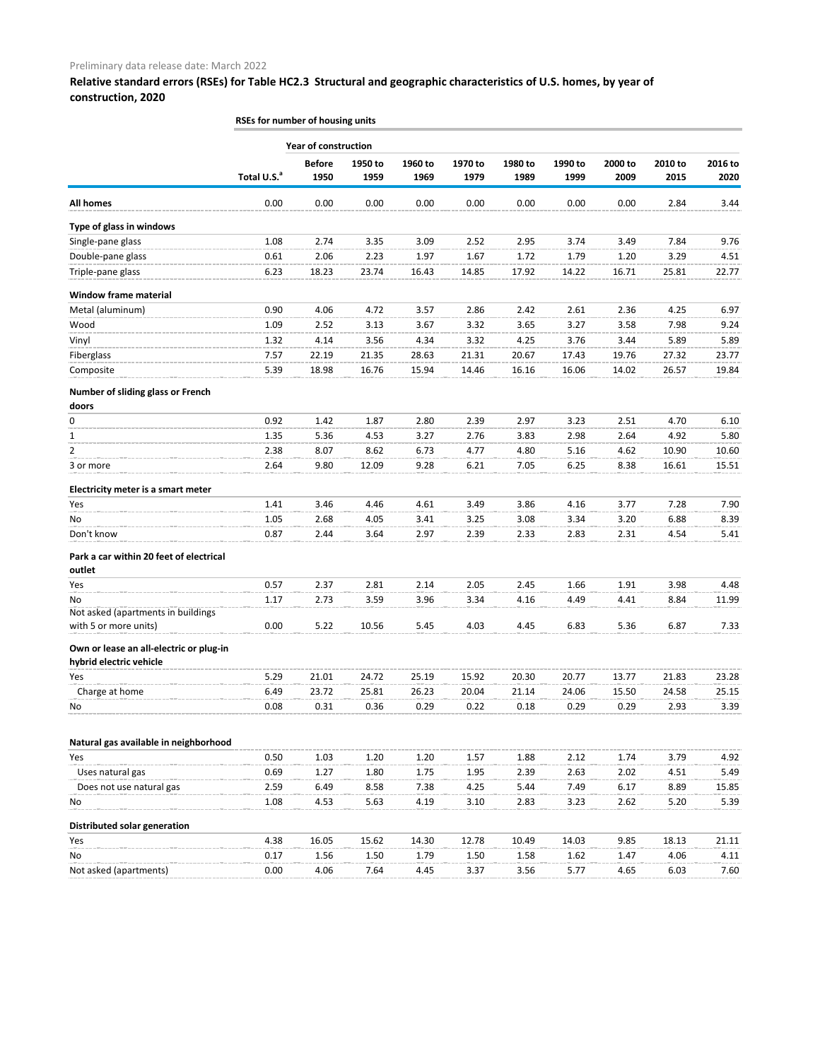Preliminary data release date: March 2022

## Relative standard errors (RSEs) for Table HC2.3 Structural and geographic characteristics of U.S. homes, by year of construction, 2020

| | RSEs for number of housing units | | | | | | | | | |
|---|---|---|---|---|---|---|---|---|---|---|
| | | Year of construction | | | | | | | | |
| | Total U.S.[a] | Before 1950 | 1950 to 1959 | 1960 to 1969 | 1970 to 1979 | 1980 to 1989 | 1990 to 1999 | 2000 to 2009 | 2010 to 2015 | 2016 to 2020 |
| **All homes** | 0.00 | 0.00 | 0.00 | 0.00 | 0.00 | 0.00 | 0.00 | 0.00 | 2.84 | 3.44 |
| **Type of glass in windows** | | | | | | | | | | |
| Single-pane glass | 1.08 | 2.74 | 3.35 | 3.09 | 2.52 | 2.95 | 3.74 | 3.49 | 7.84 | 9.76 |
| Double-pane glass | 0.61 | 2.06 | 2.23 | 1.97 | 1.67 | 1.72 | 1.79 | 1.20 | 3.29 | 4.51 |
| Triple-pane glass | 6.23 | 18.23 | 23.74 | 16.43 | 14.85 | 17.92 | 14.22 | 16.71 | 25.81 | 22.77 |
| **Window frame material** | | | | | | | | | | |
| Metal (aluminum) | 0.90 | 4.06 | 4.72 | 3.57 | 2.86 | 2.42 | 2.61 | 2.36 | 4.25 | 6.97 |
| Wood | 1.09 | 2.52 | 3.13 | 3.67 | 3.32 | 3.65 | 3.27 | 3.58 | 7.98 | 9.24 |
| Vinyl | 1.32 | 4.14 | 3.56 | 4.34 | 3.32 | 4.25 | 3.76 | 3.44 | 5.89 | 5.89 |
| Fiberglass | 7.57 | 22.19 | 21.35 | 28.63 | 21.31 | 20.67 | 17.43 | 19.76 | 27.32 | 23.77 |
| Composite | 5.39 | 18.98 | 16.76 | 15.94 | 14.46 | 16.16 | 16.06 | 14.02 | 26.57 | 19.84 |
| **Number of sliding glass or French doors** | | | | | | | | | | |
| 0 | 0.92 | 1.42 | 1.87 | 2.80 | 2.39 | 2.97 | 3.23 | 2.51 | 4.70 | 6.10 |
| 1 | 1.35 | 5.36 | 4.53 | 3.27 | 2.76 | 3.83 | 2.98 | 2.64 | 4.92 | 5.80 |
| 2 | 2.38 | 8.07 | 8.62 | 6.73 | 4.77 | 4.80 | 5.16 | 4.62 | 10.90 | 10.60 |
| 3 or more | 2.64 | 9.80 | 12.09 | 9.28 | 6.21 | 7.05 | 6.25 | 8.38 | 16.61 | 15.51 |
| **Electricity meter is a smart meter** | | | | | | | | | | |
| Yes | 1.41 | 3.46 | 4.46 | 4.61 | 3.49 | 3.86 | 4.16 | 3.77 | 7.28 | 7.90 |
| No | 1.05 | 2.68 | 4.05 | 3.41 | 3.25 | 3.08 | 3.34 | 3.20 | 6.88 | 8.39 |
| Don't know | 0.87 | 2.44 | 3.64 | 2.97 | 2.39 | 2.33 | 2.83 | 2.31 | 4.54 | 5.41 |
| **Park a car within 20 feet of electrical outlet** | | | | | | | | | | |
| Yes | 0.57 | 2.37 | 2.81 | 2.14 | 2.05 | 2.45 | 1.66 | 1.91 | 3.98 | 4.48 |
| No | 1.17 | 2.73 | 3.59 | 3.96 | 3.34 | 4.16 | 4.49 | 4.41 | 8.84 | 11.99 |
| Not asked (apartments in buildings with 5 or more units) | 0.00 | 5.22 | 10.56 | 5.45 | 4.03 | 4.45 | 6.83 | 5.36 | 6.87 | 7.33 |
| **Own or lease an all-electric or plug-in hybrid electric vehicle** | | | | | | | | | | |
| Yes | 5.29 | 21.01 | 24.72 | 25.19 | 15.92 | 20.30 | 20.77 | 13.77 | 21.83 | 23.28 |
| Charge at home | 6.49 | 23.72 | 25.81 | 26.23 | 20.04 | 21.14 | 24.06 | 15.50 | 24.58 | 25.15 |
| No | 0.08 | 0.31 | 0.36 | 0.29 | 0.22 | 0.18 | 0.29 | 0.29 | 2.93 | 3.39 |
| **Natural gas available in neighborhood** | | | | | | | | | | |
| Yes | 0.50 | 1.03 | 1.20 | 1.20 | 1.57 | 1.88 | 2.12 | 1.74 | 3.79 | 4.92 |
| Uses natural gas | 0.69 | 1.27 | 1.80 | 1.75 | 1.95 | 2.39 | 2.63 | 2.02 | 4.51 | 5.49 |
| Does not use natural gas | 2.59 | 6.49 | 8.58 | 7.38 | 4.25 | 5.44 | 7.49 | 6.17 | 8.89 | 15.85 |
| No | 1.08 | 4.53 | 5.63 | 4.19 | 3.10 | 2.83 | 3.23 | 2.62 | 5.20 | 5.39 |
| **Distributed solar generation** | | | | | | | | | | |
| Yes | 4.38 | 16.05 | 15.62 | 14.30 | 12.78 | 10.49 | 14.03 | 9.85 | 18.13 | 21.11 |
| No | 0.17 | 1.56 | 1.50 | 1.79 | 1.50 | 1.58 | 1.62 | 1.47 | 4.06 | 4.11 |
| Not asked (apartments) | 0.00 | 4.06 | 7.64 | 4.45 | 3.37 | 3.56 | 5.77 | 4.65 | 6.03 | 7.60 |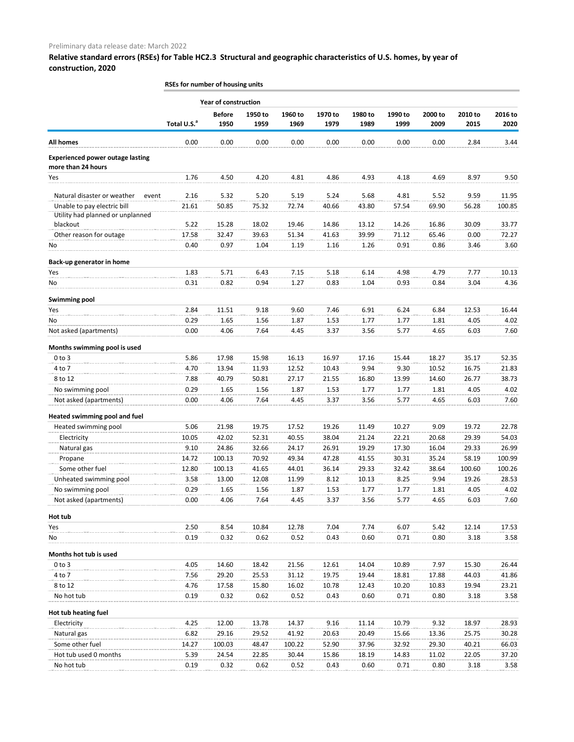Preliminary data release date: March 2022

**Relative standard errors (RSEs) for Table HC2.3 Structural and geographic characteristics of U.S. homes, by year of construction, 2020**

| | RSEs for number of housing units | | | | | | | | | |
|---|---|---|---|---|---|---|---|---|---|---|
| | | Year of construction | | | | | | | | |
| | Total U.S.[a] | Before 1950 | 1950 to 1959 | 1960 to 1969 | 1970 to 1979 | 1980 to 1989 | 1990 to 1999 | 2000 to 2009 | 2010 to 2015 | 2016 to 2020 |
| **All homes** | 0.00 | 0.00 | 0.00 | 0.00 | 0.00 | 0.00 | 0.00 | 0.00 | 2.84 | 3.44 |
| **Experienced power outage lasting more than 24 hours** | | | | | | | | | | |
| Yes | 1.76 | 4.50 | 4.20 | 4.81 | 4.86 | 4.93 | 4.18 | 4.69 | 8.97 | 9.50 |
| Natural disaster or weather event | 2.16 | 5.32 | 5.20 | 5.19 | 5.24 | 5.68 | 4.81 | 5.52 | 9.59 | 11.95 |
| Unable to pay electric bill | 21.61 | 50.85 | 75.32 | 72.74 | 40.66 | 43.80 | 57.54 | 69.90 | 56.28 | 100.85 |
| Utility had planned or unplanned blackout | 5.22 | 15.28 | 18.02 | 19.46 | 14.86 | 13.12 | 14.26 | 16.86 | 30.09 | 33.77 |
| Other reason for outage | 17.58 | 32.47 | 39.63 | 51.34 | 41.63 | 39.99 | 71.12 | 65.46 | 0.00 | 72.27 |
| No | 0.40 | 0.97 | 1.04 | 1.19 | 1.16 | 1.26 | 0.91 | 0.86 | 3.46 | 3.60 |
| **Back-up generator in home** | | | | | | | | | | |
| Yes | 1.83 | 5.71 | 6.43 | 7.15 | 5.18 | 6.14 | 4.98 | 4.79 | 7.77 | 10.13 |
| No | 0.31 | 0.82 | 0.94 | 1.27 | 0.83 | 1.04 | 0.93 | 0.84 | 3.04 | 4.36 |
| **Swimming pool** | | | | | | | | | | |
| Yes | 2.84 | 11.51 | 9.18 | 9.60 | 7.46 | 6.91 | 6.24 | 6.84 | 12.53 | 16.44 |
| No | 0.29 | 1.65 | 1.56 | 1.87 | 1.53 | 1.77 | 1.77 | 1.81 | 4.05 | 4.02 |
| Not asked (apartments) | 0.00 | 4.06 | 7.64 | 4.45 | 3.37 | 3.56 | 5.77 | 4.65 | 6.03 | 7.60 |
| **Months swimming pool is used** | | | | | | | | | | |
| 0 to 3 | 5.86 | 17.98 | 15.98 | 16.13 | 16.97 | 17.16 | 15.44 | 18.27 | 35.17 | 52.35 |
| 4 to 7 | 4.70 | 13.94 | 11.93 | 12.52 | 10.43 | 9.94 | 9.30 | 10.52 | 16.75 | 21.83 |
| 8 to 12 | 7.88 | 40.79 | 50.81 | 27.17 | 21.55 | 16.80 | 13.99 | 14.60 | 26.77 | 38.73 |
| No swimming pool | 0.29 | 1.65 | 1.56 | 1.87 | 1.53 | 1.77 | 1.77 | 1.81 | 4.05 | 4.02 |
| Not asked (apartments) | 0.00 | 4.06 | 7.64 | 4.45 | 3.37 | 3.56 | 5.77 | 4.65 | 6.03 | 7.60 |
| **Heated swimming pool and fuel** | | | | | | | | | | |
| Heated swimming pool | 5.06 | 21.98 | 19.75 | 17.52 | 19.26 | 11.49 | 10.27 | 9.09 | 19.72 | 22.78 |
| Electricity | 10.05 | 42.02 | 52.31 | 40.55 | 38.04 | 21.24 | 22.21 | 20.68 | 29.39 | 54.03 |
| Natural gas | 9.10 | 24.86 | 32.66 | 24.17 | 26.91 | 19.29 | 17.30 | 16.04 | 29.33 | 26.99 |
| Propane | 14.72 | 100.13 | 70.92 | 49.34 | 47.28 | 41.55 | 30.31 | 35.24 | 58.19 | 100.99 |
| Some other fuel | 12.80 | 100.13 | 41.65 | 44.01 | 36.14 | 29.33 | 32.42 | 38.64 | 100.60 | 100.26 |
| Unheated swimming pool | 3.58 | 13.00 | 12.08 | 11.99 | 8.12 | 10.13 | 8.25 | 9.94 | 19.26 | 28.53 |
| No swimming pool | 0.29 | 1.65 | 1.56 | 1.87 | 1.53 | 1.77 | 1.77 | 1.81 | 4.05 | 4.02 |
| Not asked (apartments) | 0.00 | 4.06 | 7.64 | 4.45 | 3.37 | 3.56 | 5.77 | 4.65 | 6.03 | 7.60 |
| **Hot tub** | | | | | | | | | | |
| Yes | 2.50 | 8.54 | 10.84 | 12.78 | 7.04 | 7.74 | 6.07 | 5.42 | 12.14 | 17.53 |
| No | 0.19 | 0.32 | 0.62 | 0.52 | 0.43 | 0.60 | 0.71 | 0.80 | 3.18 | 3.58 |
| **Months hot tub is used** | | | | | | | | | | |
| 0 to 3 | 4.05 | 14.60 | 18.42 | 21.56 | 12.61 | 14.04 | 10.89 | 7.97 | 15.30 | 26.44 |
| 4 to 7 | 7.56 | 29.20 | 25.53 | 31.12 | 19.75 | 19.44 | 18.81 | 17.88 | 44.03 | 41.86 |
| 8 to 12 | 4.76 | 17.58 | 15.80 | 16.02 | 10.78 | 12.43 | 10.20 | 10.83 | 19.94 | 23.21 |
| No hot tub | 0.19 | 0.32 | 0.62 | 0.52 | 0.43 | 0.60 | 0.71 | 0.80 | 3.18 | 3.58 |
| **Hot tub heating fuel** | | | | | | | | | | |
| Electricity | 4.25 | 12.00 | 13.78 | 14.37 | 9.16 | 11.14 | 10.79 | 9.32 | 18.97 | 28.93 |
| Natural gas | 6.82 | 29.16 | 29.52 | 41.92 | 20.63 | 20.49 | 15.66 | 13.36 | 25.75 | 30.28 |
| Some other fuel | 14.27 | 100.03 | 48.47 | 100.22 | 52.90 | 37.96 | 32.92 | 29.30 | 40.21 | 66.03 |
| Hot tub used 0 months | 5.39 | 24.54 | 22.85 | 30.44 | 15.86 | 18.19 | 14.83 | 11.02 | 22.05 | 37.20 |
| No hot tub | 0.19 | 0.32 | 0.62 | 0.52 | 0.43 | 0.60 | 0.71 | 0.80 | 3.18 | 3.58 |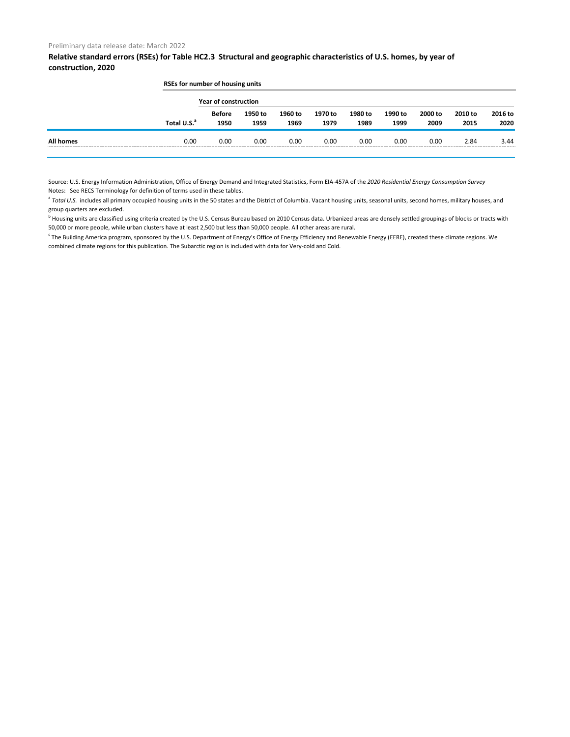Preliminary data release date: March 2022

**Relative standard errors (RSEs) for Table HC2.3 Structural and geographic characteristics of U.S. homes, by year of construction, 2020**

| | | RSEs for number of housing units | | | | | | | | |
|---|---|---|---|---|---|---|---|---|---|---|
| | | Year of construction | | | | | | | | |
| | Total U.S.[a] | Before 1950 | 1950 to 1959 | 1960 to 1969 | 1970 to 1979 | 1980 to 1989 | 1990 to 1999 | 2000 to 2009 | 2010 to 2015 | 2016 to 2020 |
| **All homes** | 0.00 | 0.00 | 0.00 | 0.00 | 0.00 | 0.00 | 0.00 | 0.00 | 2.84 | 3.44 |

Source: U.S. Energy Information Administration, Office of Energy Demand and Integrated Statistics, Form EIA-457A of the *2020 Residential Energy Consumption Survey*

Notes: See RECS Terminology for definition of terms used in these tables.

[a] *Total U.S.* includes all primary occupied housing units in the 50 states and the District of Columbia. Vacant housing units, seasonal units, second homes, military houses, and group quarters are excluded.

[b] Housing units are classified using criteria created by the U.S. Census Bureau based on 2010 Census data. Urbanized areas are densely settled groupings of blocks or tracts with 50,000 or more people, while urban clusters have at least 2,500 but less than 50,000 people. All other areas are rural.

[c] The Building America program, sponsored by the U.S. Department of Energy's Office of Energy Efficiency and Renewable Energy (EERE), created these climate regions. We combined climate regions for this publication. The Subarctic region is included with data for Very-cold and Cold.